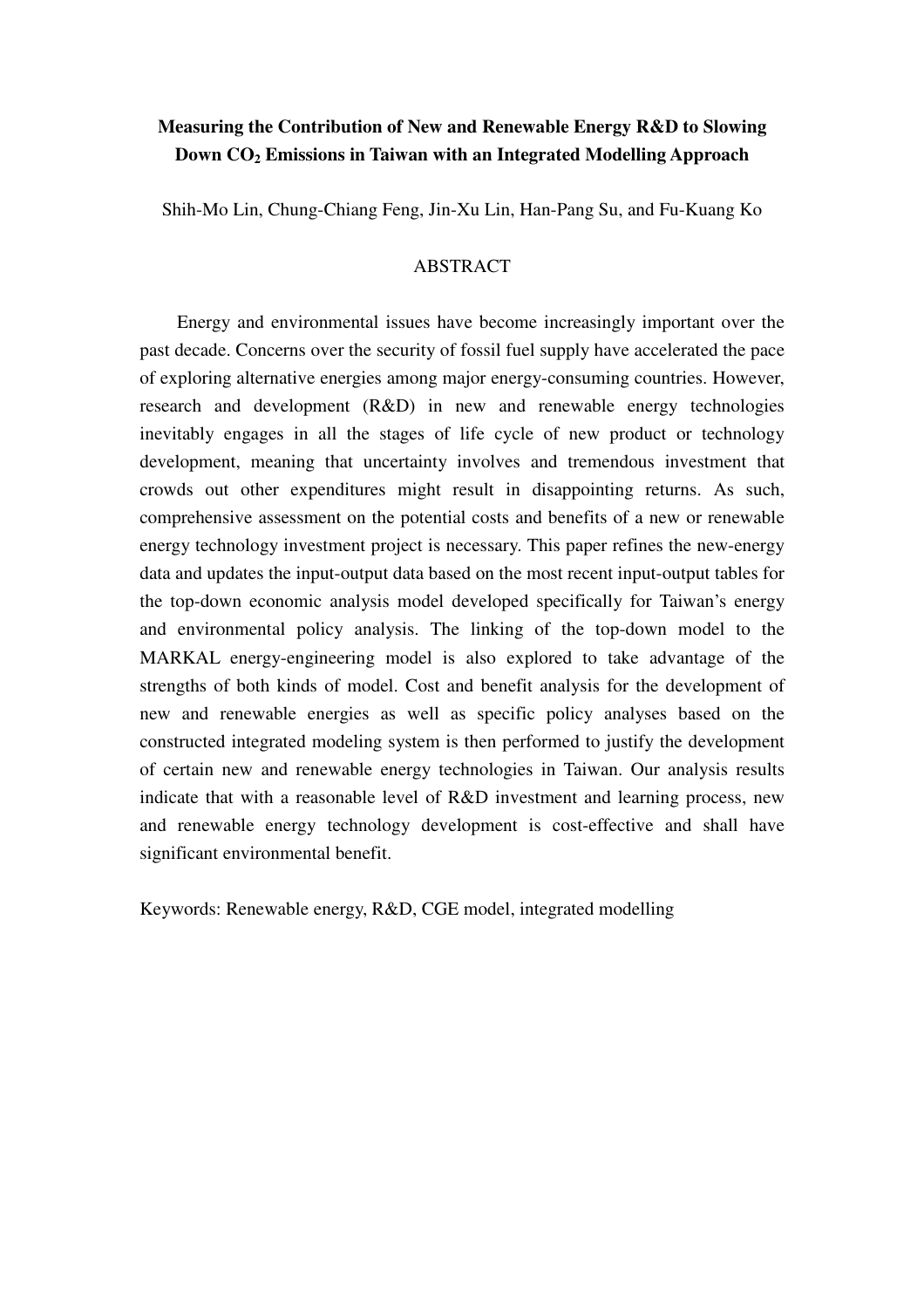# Measuring the Contribution of New and Renewable Energy R&D to Slowing Down $CO_2$ Emissions in Taiwan with an Integrated Modelling Approach

Shih-Mo Lin, Chung-Chiang Feng, Jin-Xu Lin, Han-Pang Su, and Fu-Kuang Ko

## ABSTRACT

Energy and environmental issues have become increasingly important over the past decade. Concerns over the security of fossil fuel supply have accelerated the pace of exploring alternative energies among major energy-consuming countries. However, research and development (R&D) in new and renewable energy technologies inevitably engages in all the stages of life cycle of new product or technology development, meaning that uncertainty involves and tremendous investment that crowds out other expenditures might result in disappointing returns. As such, comprehensive assessment on the potential costs and benefits of a new or renewable energy technology investment project is necessary. This paper refines the new-energy data and updates the input-output data based on the most recent input-output tables for the top-down economic analysis model developed specifically for Taiwan's energy and environmental policy analysis. The linking of the top-down model to the MARKAL energy-engineering model is also explored to take advantage of the strengths of both kinds of model. Cost and benefit analysis for the development of new and renewable energies as well as specific policy analyses based on the constructed integrated modeling system is then performed to justify the development of certain new and renewable energy technologies in Taiwan. Our analysis results indicate that with a reasonable level of R&D investment and learning process, new and renewable energy technology development is cost-effective and shall have significant environmental benefit.

Keywords: Renewable energy, R&D, CGE model, integrated modelling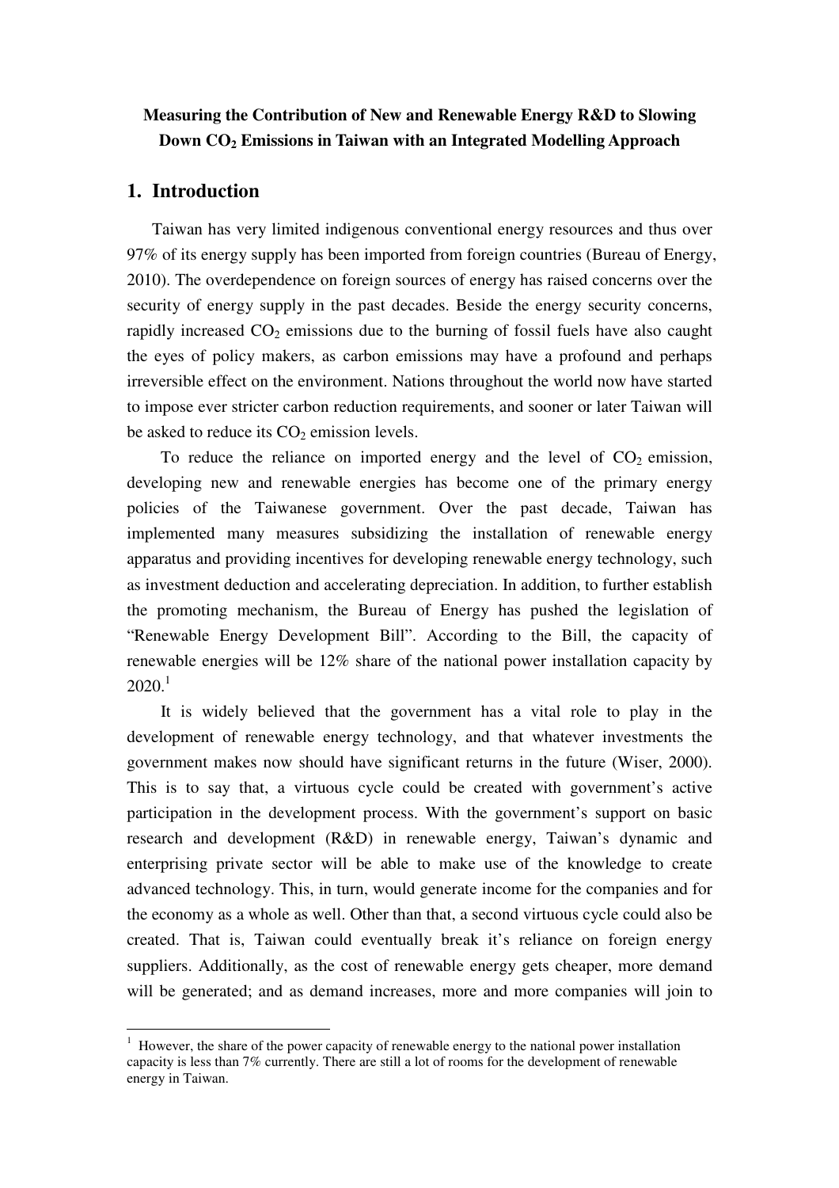**Measuring the Contribution of New and Renewable Energy R&D to Slowing Down $CO_2$ Emissions in Taiwan with an Integrated Modelling Approach**

# 1. Introduction

Taiwan has very limited indigenous conventional energy resources and thus over 97% of its energy supply has been imported from foreign countries (Bureau of Energy, 2010). The overdependence on foreign sources of energy has raised concerns over the security of energy supply in the past decades. Beside the energy security concerns, rapidly increased $CO_2$ emissions due to the burning of fossil fuels have also caught the eyes of policy makers, as carbon emissions may have a profound and perhaps irreversible effect on the environment. Nations throughout the world now have started to impose ever stricter carbon reduction requirements, and sooner or later Taiwan will be asked to reduce its $CO_2$ emission levels.

To reduce the reliance on imported energy and the level of $CO_2$ emission, developing new and renewable energies has become one of the primary energy policies of the Taiwanese government. Over the past decade, Taiwan has implemented many measures subsidizing the installation of renewable energy apparatus and providing incentives for developing renewable energy technology, such as investment deduction and accelerating depreciation. In addition, to further establish the promoting mechanism, the Bureau of Energy has pushed the legislation of "Renewable Energy Development Bill". According to the Bill, the capacity of renewable energies will be 12% share of the national power installation capacity by 2020.[1]

It is widely believed that the government has a vital role to play in the development of renewable energy technology, and that whatever investments the government makes now should have significant returns in the future (Wiser, 2000). This is to say that, a virtuous cycle could be created with government's active participation in the development process. With the government's support on basic research and development (R&D) in renewable energy, Taiwan's dynamic and enterprising private sector will be able to make use of the knowledge to create advanced technology. This, in turn, would generate income for the companies and for the economy as a whole as well. Other than that, a second virtuous cycle could also be created. That is, Taiwan could eventually break it's reliance on foreign energy suppliers. Additionally, as the cost of renewable energy gets cheaper, more demand will be generated; and as demand increases, more and more companies will join to

---

[1] However, the share of the power capacity of renewable energy to the national power installation capacity is less than 7% currently. There are still a lot of rooms for the development of renewable energy in Taiwan.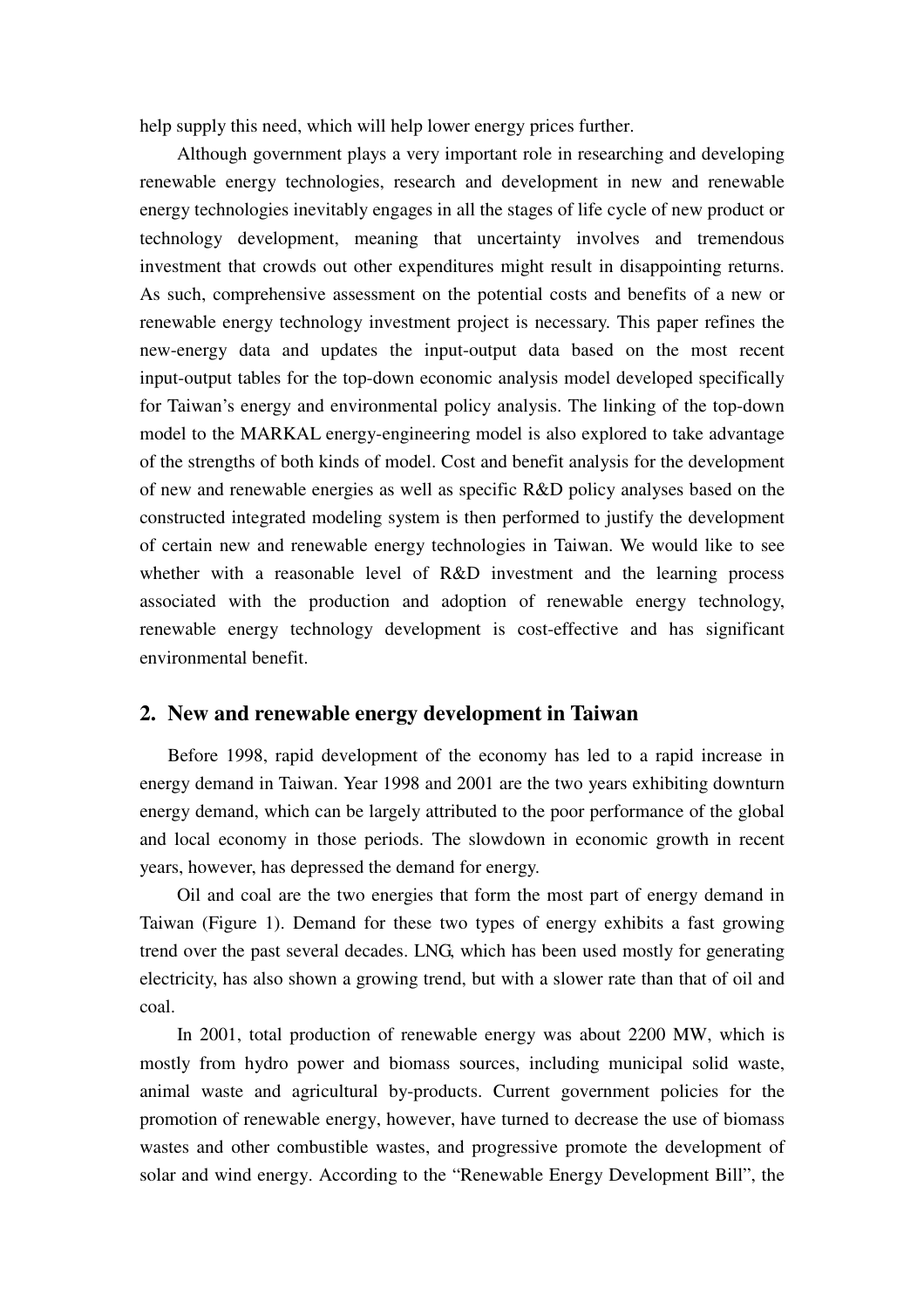help supply this need, which will help lower energy prices further.

Although government plays a very important role in researching and developing renewable energy technologies, research and development in new and renewable energy technologies inevitably engages in all the stages of life cycle of new product or technology development, meaning that uncertainty involves and tremendous investment that crowds out other expenditures might result in disappointing returns. As such, comprehensive assessment on the potential costs and benefits of a new or renewable energy technology investment project is necessary. This paper refines the new-energy data and updates the input-output data based on the most recent input-output tables for the top-down economic analysis model developed specifically for Taiwan's energy and environmental policy analysis. The linking of the top-down model to the MARKAL energy-engineering model is also explored to take advantage of the strengths of both kinds of model. Cost and benefit analysis for the development of new and renewable energies as well as specific R&D policy analyses based on the constructed integrated modeling system is then performed to justify the development of certain new and renewable energy technologies in Taiwan. We would like to see whether with a reasonable level of R&D investment and the learning process associated with the production and adoption of renewable energy technology, renewable energy technology development is cost-effective and has significant environmental benefit.

## 2. New and renewable energy development in Taiwan

Before 1998, rapid development of the economy has led to a rapid increase in energy demand in Taiwan. Year 1998 and 2001 are the two years exhibiting downturn energy demand, which can be largely attributed to the poor performance of the global and local economy in those periods. The slowdown in economic growth in recent years, however, has depressed the demand for energy.

Oil and coal are the two energies that form the most part of energy demand in Taiwan (Figure 1). Demand for these two types of energy exhibits a fast growing trend over the past several decades. LNG, which has been used mostly for generating electricity, has also shown a growing trend, but with a slower rate than that of oil and coal.

In 2001, total production of renewable energy was about 2200 MW, which is mostly from hydro power and biomass sources, including municipal solid waste, animal waste and agricultural by-products. Current government policies for the promotion of renewable energy, however, have turned to decrease the use of biomass wastes and other combustible wastes, and progressive promote the development of solar and wind energy. According to the "Renewable Energy Development Bill", the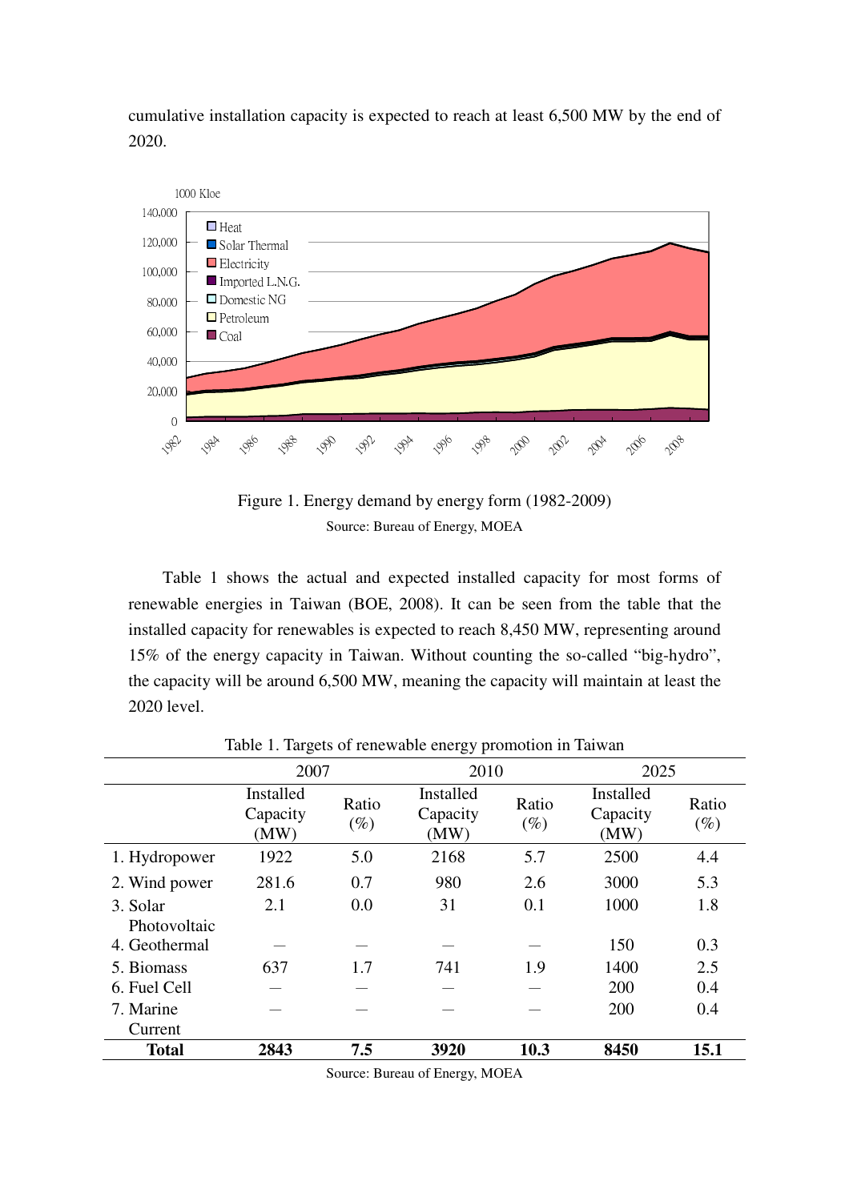cumulative installation capacity is expected to reach at least 6,500 MW by the end of 2020.

Figure 1. Energy demand by energy form (1982-2009)

Source: Bureau of Energy, MOEA

Table 1 shows the actual and expected installed capacity for most forms of renewable energies in Taiwan (BOE, 2008). It can be seen from the table that the installed capacity for renewables is expected to reach 8,450 MW, representing around 15% of the energy capacity in Taiwan. Without counting the so-called "big-hydro", the capacity will be around 6,500 MW, meaning the capacity will maintain at least the 2020 level.

Table 1. Targets of renewable energy promotion in Taiwan

| | 2007 | | 2010 | | 2025 | |
|---|---|---|---|---|---|---|
| | Installed Capacity (MW) | Ratio (%) | Installed Capacity (MW) | Ratio (%) | Installed Capacity (MW) | Ratio (%) |
| 1. Hydropower | 1922 | 5.0 | 2168 | 5.7 | 2500 | 4.4 |
| 2. Wind power | 281.6 | 0.7 | 980 | 2.6 | 3000 | 5.3 |
| 3. Solar Photovoltaic | 2.1 | 0.0 | 31 | 0.1 | 1000 | 1.8 |
| 4. Geothermal | — | — | — | — | 150 | 0.3 |
| 5. Biomass | 637 | 1.7 | 741 | 1.9 | 1400 | 2.5 |
| 6. Fuel Cell | — | — | — | — | 200 | 0.4 |
| 7. Marine Current | — | — | — | — | 200 | 0.4 |
| **Total** | **2843** | **7.5** | **3920** | **10.3** | **8450** | **15.1** |

Source: Bureau of Energy, MOEA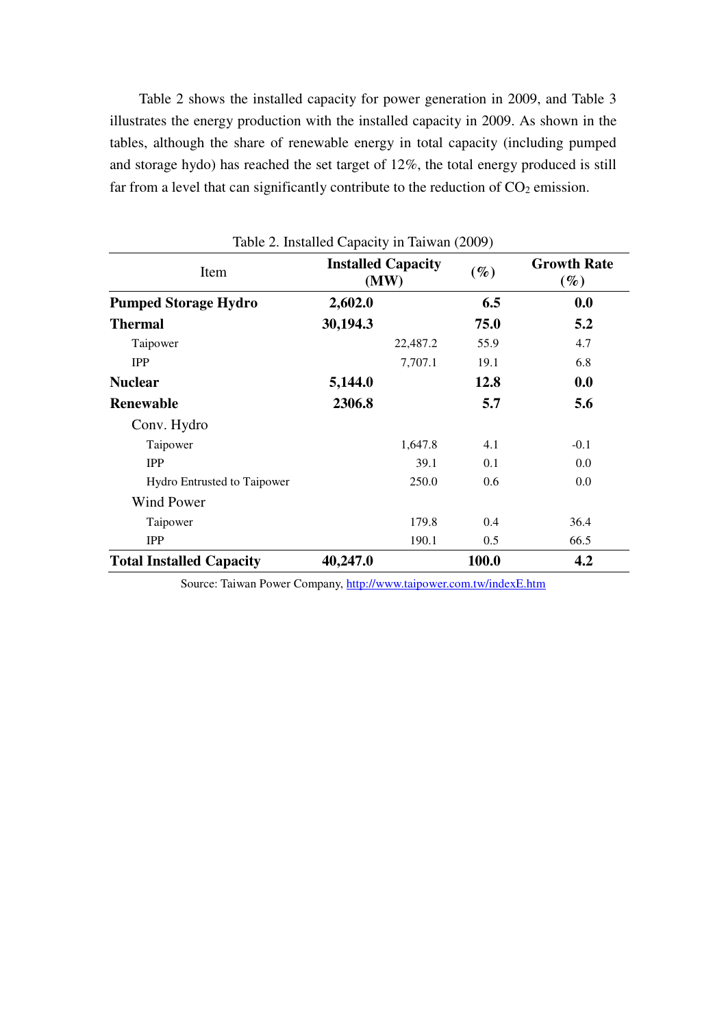Table 2 shows the installed capacity for power generation in 2009, and Table 3 illustrates the energy production with the installed capacity in 2009. As shown in the tables, although the share of renewable energy in total capacity (including pumped and storage hydo) has reached the set target of 12%, the total energy produced is still far from a level that can significantly contribute to the reduction of $CO_2$ emission.

Table 2. Installed Capacity in Taiwan (2009)

| Item | Installed Capacity (MW) | | (%) | Growth Rate (%) |
|---|---|---|---|---|
| **Pumped Storage Hydro** | **2,602.0** | | **6.5** | **0.0** |
| **Thermal** | **30,194.3** | | **75.0** | **5.2** |
| Taipower | | 22,487.2 | 55.9 | 4.7 |
| IPP | | 7,707.1 | 19.1 | 6.8 |
| **Nuclear** | **5,144.0** | | **12.8** | **0.0** |
| **Renewable** | **2306.8** | | **5.7** | **5.6** |
| Conv. Hydro | | | | |
| Taipower | | 1,647.8 | 4.1 | -0.1 |
| IPP | | 39.1 | 0.1 | 0.0 |
| Hydro Entrusted to Taipower | | 250.0 | 0.6 | 0.0 |
| Wind Power | | | | |
| Taipower | | 179.8 | 0.4 | 36.4 |
| IPP | | 190.1 | 0.5 | 66.5 |
| **Total Installed Capacity** | **40,247.0** | | **100.0** | **4.2** |

Source: Taiwan Power Company, http://www.taipower.com.tw/indexE.htm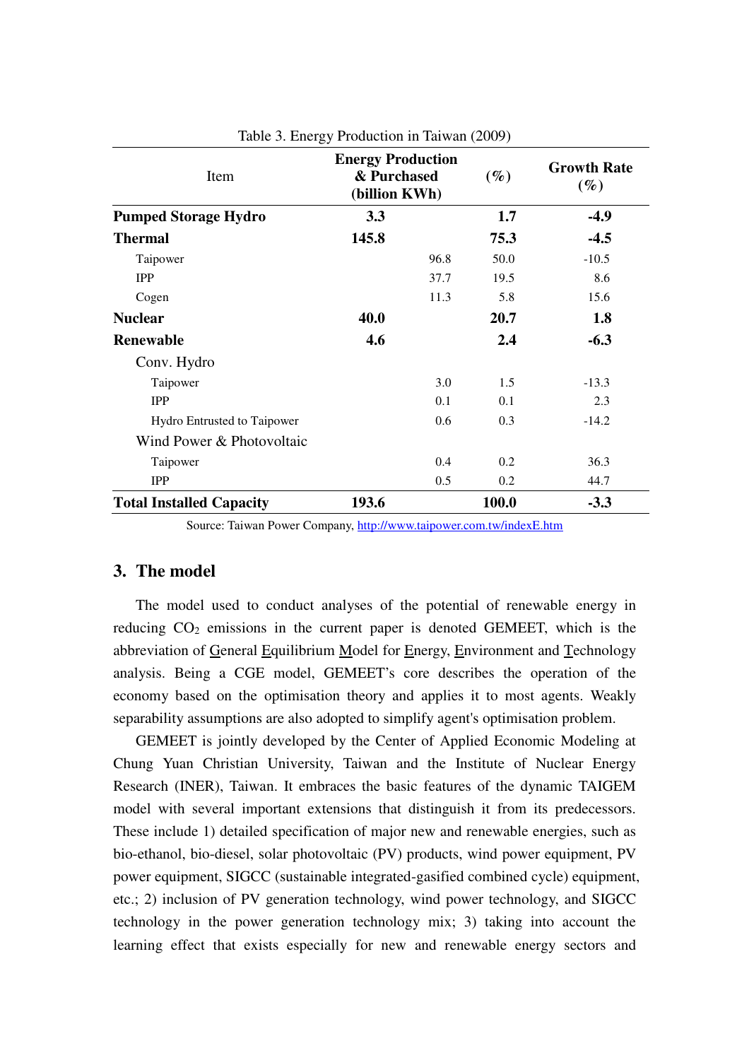Table 3. Energy Production in Taiwan (2009)

| Item | Energy Production & Purchased (billion KWh) | | (%) | Growth Rate (%) |
|---|---|---|---|---|
| **Pumped Storage Hydro** | **3.3** | | **1.7** | **-4.9** |
| **Thermal** | **145.8** | | **75.3** | **-4.5** |
| Taipower | | 96.8 | 50.0 | -10.5 |
| IPP | | 37.7 | 19.5 | 8.6 |
| Cogen | | 11.3 | 5.8 | 15.6 |
| **Nuclear** | **40.0** | | **20.7** | **1.8** |
| **Renewable** | **4.6** | | **2.4** | **-6.3** |
| Conv. Hydro | | | | |
| Taipower | | 3.0 | 1.5 | -13.3 |
| IPP | | 0.1 | 0.1 | 2.3 |
| Hydro Entrusted to Taipower | | 0.6 | 0.3 | -14.2 |
| Wind Power & Photovoltaic | | | | |
| Taipower | | 0.4 | 0.2 | 36.3 |
| IPP | | 0.5 | 0.2 | 44.7 |
| **Total Installed Capacity** | **193.6** | | **100.0** | **-3.3** |

Source: Taiwan Power Company, http://www.taipower.com.tw/indexE.htm

## 3. The model

The model used to conduct analyses of the potential of renewable energy in reducing $CO_2$ emissions in the current paper is denoted GEMEET, which is the abbreviation of General Equilibrium Model for Energy, Environment and Technology analysis. Being a CGE model, GEMEET's core describes the operation of the economy based on the optimisation theory and applies it to most agents. Weakly separability assumptions are also adopted to simplify agent's optimisation problem.

GEMEET is jointly developed by the Center of Applied Economic Modeling at Chung Yuan Christian University, Taiwan and the Institute of Nuclear Energy Research (INER), Taiwan. It embraces the basic features of the dynamic TAIGEM model with several important extensions that distinguish it from its predecessors. These include 1) detailed specification of major new and renewable energies, such as bio-ethanol, bio-diesel, solar photovoltaic (PV) products, wind power equipment, PV power equipment, SIGCC (sustainable integrated-gasified combined cycle) equipment, etc.; 2) inclusion of PV generation technology, wind power technology, and SIGCC technology in the power generation technology mix; 3) taking into account the learning effect that exists especially for new and renewable energy sectors and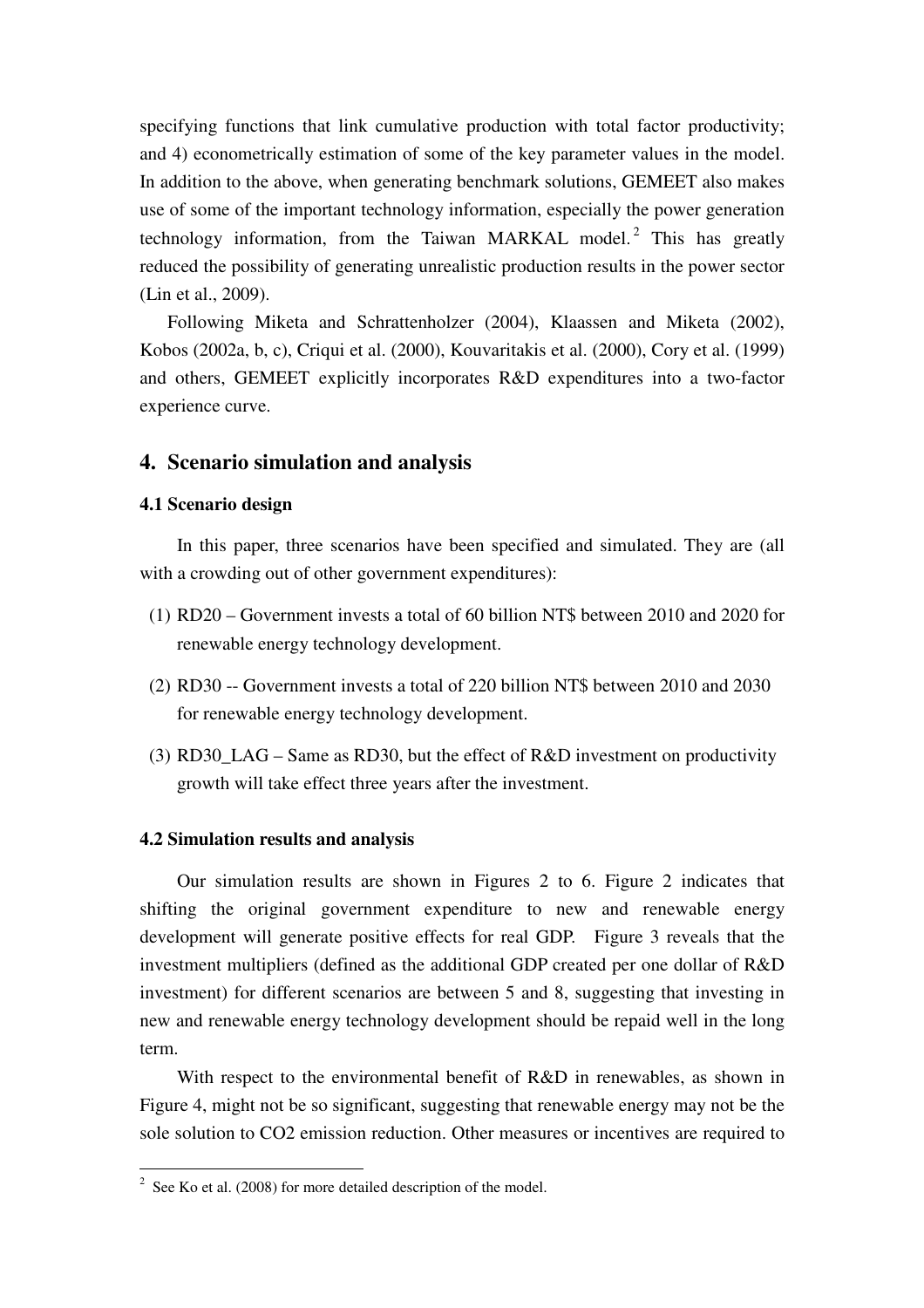specifying functions that link cumulative production with total factor productivity; and 4) econometrically estimation of some of the key parameter values in the model. In addition to the above, when generating benchmark solutions, GEMEET also makes use of some of the important technology information, especially the power generation technology information, from the Taiwan MARKAL model.[2] This has greatly reduced the possibility of generating unrealistic production results in the power sector (Lin et al., 2009).

Following Miketa and Schrattenholzer (2004), Klaassen and Miketa (2002), Kobos (2002a, b, c), Criqui et al. (2000), Kouvaritakis et al. (2000), Cory et al. (1999) and others, GEMEET explicitly incorporates R&D expenditures into a two-factor experience curve.

## 4. Scenario simulation and analysis

### 4.1 Scenario design

In this paper, three scenarios have been specified and simulated. They are (all with a crowding out of other government expenditures):

(1) RD20 – Government invests a total of 60 billion NT$ between 2010 and 2020 for renewable energy technology development.

(2) RD30 -- Government invests a total of 220 billion NT$ between 2010 and 2030 for renewable energy technology development.

(3) RD30_LAG – Same as RD30, but the effect of R&D investment on productivity growth will take effect three years after the investment.

### 4.2 Simulation results and analysis

Our simulation results are shown in Figures 2 to 6. Figure 2 indicates that shifting the original government expenditure to new and renewable energy development will generate positive effects for real GDP. Figure 3 reveals that the investment multipliers (defined as the additional GDP created per one dollar of R&D investment) for different scenarios are between 5 and 8, suggesting that investing in new and renewable energy technology development should be repaid well in the long term.

With respect to the environmental benefit of R&D in renewables, as shown in Figure 4, might not be so significant, suggesting that renewable energy may not be the sole solution to $CO_2$ emission reduction. Other measures or incentives are required to

[2] See Ko et al. (2008) for more detailed description of the model.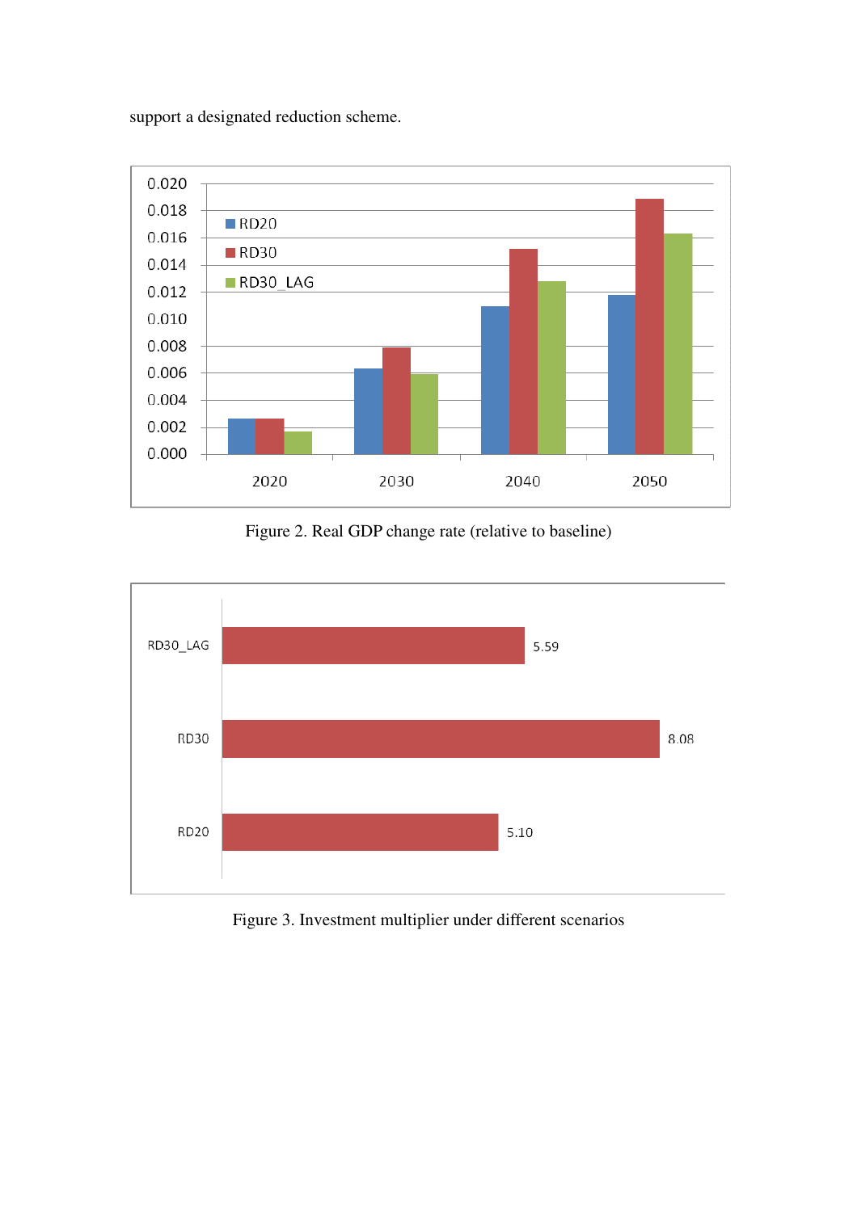support a designated reduction scheme.

Figure 2. Real GDP change rate (relative to baseline)

Figure 3. Investment multiplier under different scenarios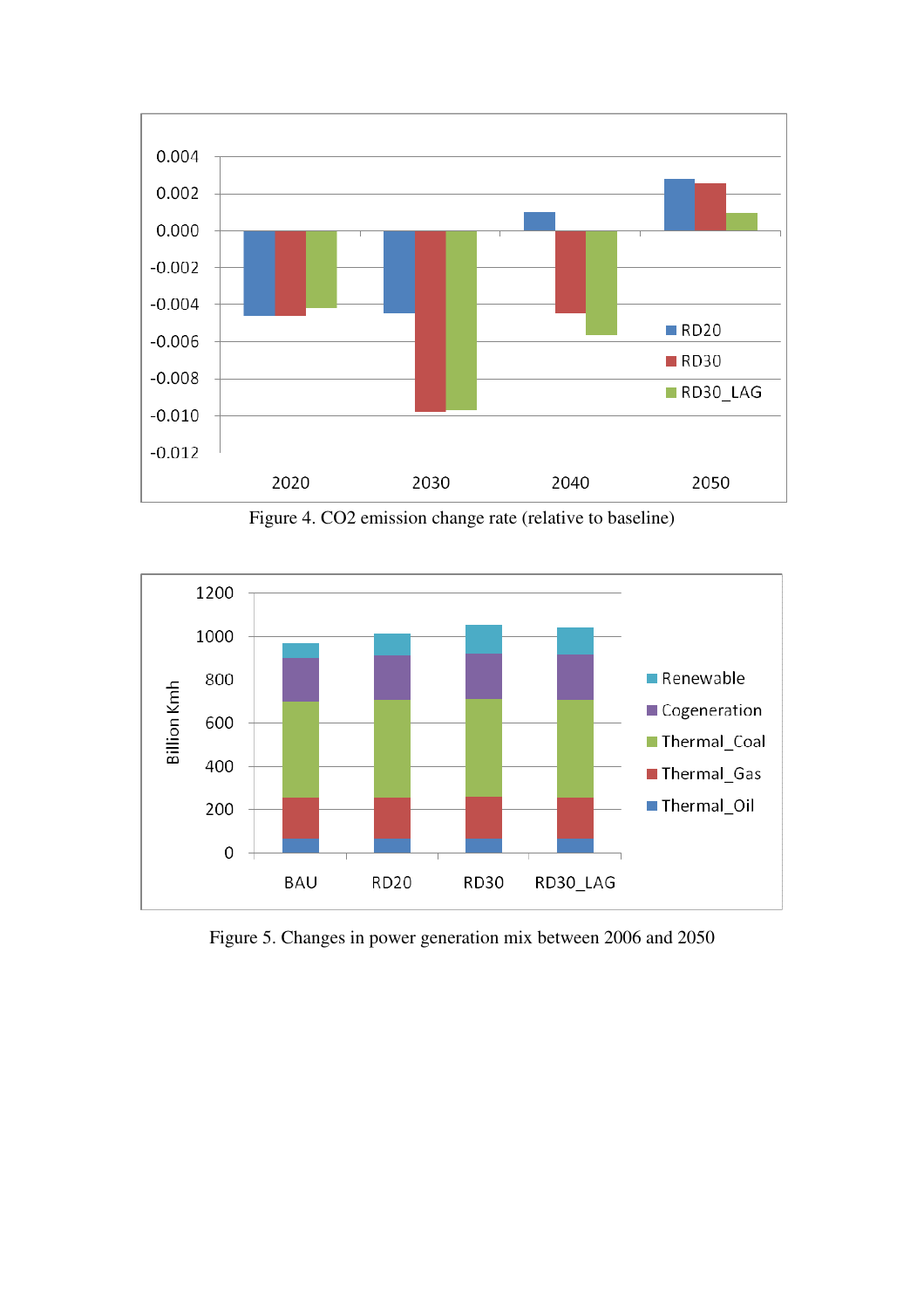Figure 4. $CO_2$ emission change rate (relative to baseline)

Figure 5. Changes in power generation mix between 2006 and 2050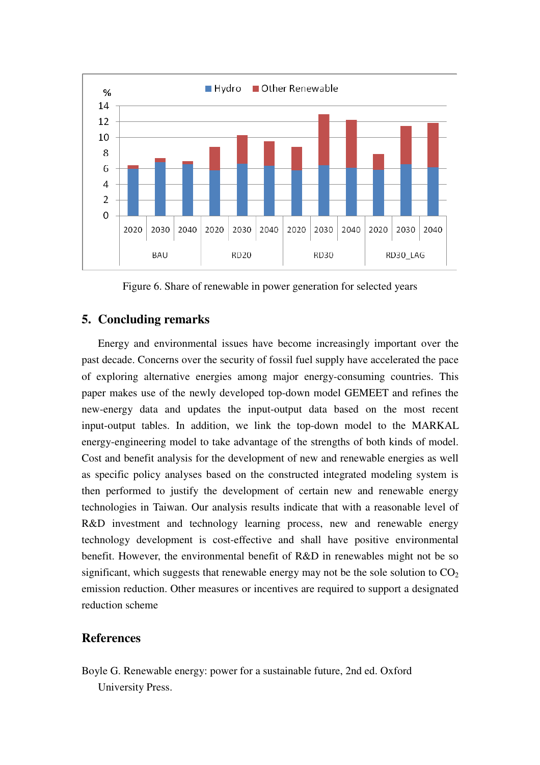Figure 6. Share of renewable in power generation for selected years

## 5. Concluding remarks

Energy and environmental issues have become increasingly important over the past decade. Concerns over the security of fossil fuel supply have accelerated the pace of exploring alternative energies among major energy-consuming countries. This paper makes use of the newly developed top-down model GEMEET and refines the new-energy data and updates the input-output data based on the most recent input-output tables. In addition, we link the top-down model to the MARKAL energy-engineering model to take advantage of the strengths of both kinds of model. Cost and benefit analysis for the development of new and renewable energies as well as specific policy analyses based on the constructed integrated modeling system is then performed to justify the development of certain new and renewable energy technologies in Taiwan. Our analysis results indicate that with a reasonable level of R&D investment and technology learning process, new and renewable energy technology development is cost-effective and shall have positive environmental benefit. However, the environmental benefit of R&D in renewables might not be so significant, which suggests that renewable energy may not be the sole solution to $CO_2$ emission reduction. Other measures or incentives are required to support a designated reduction scheme

## References

Boyle G. Renewable energy: power for a sustainable future, 2nd ed. Oxford University Press.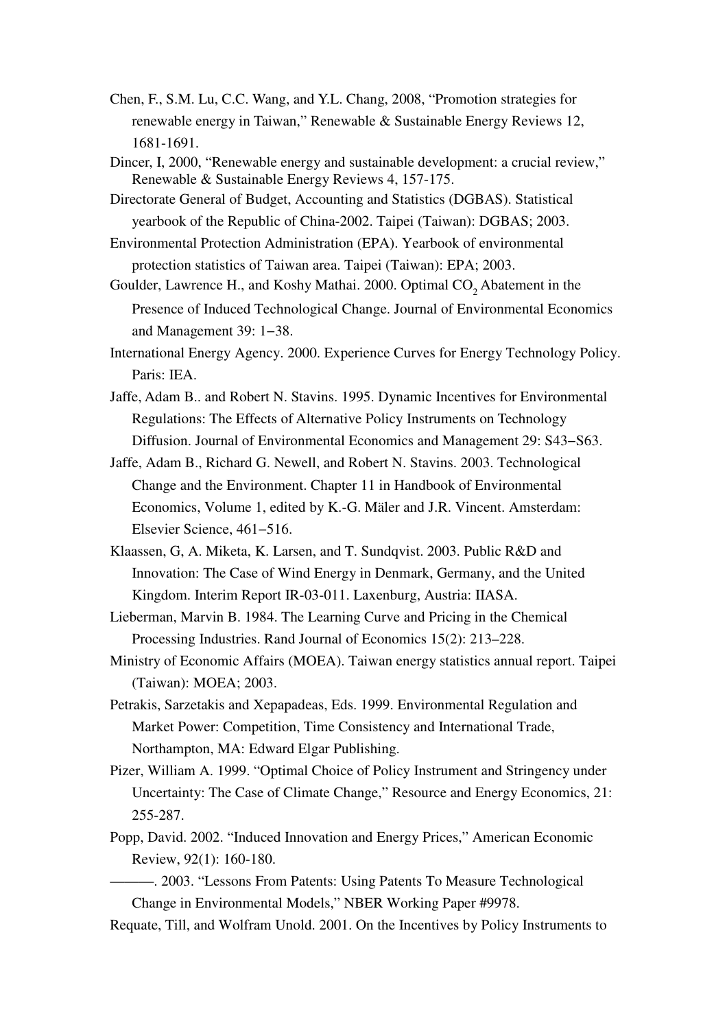Chen, F., S.M. Lu, C.C. Wang, and Y.L. Chang, 2008, "Promotion strategies for renewable energy in Taiwan," Renewable & Sustainable Energy Reviews 12, 1681-1691.

Dincer, I, 2000, "Renewable energy and sustainable development: a crucial review," Renewable & Sustainable Energy Reviews 4, 157-175.

Directorate General of Budget, Accounting and Statistics (DGBAS). Statistical yearbook of the Republic of China-2002. Taipei (Taiwan): DGBAS; 2003.

Environmental Protection Administration (EPA). Yearbook of environmental protection statistics of Taiwan area. Taipei (Taiwan): EPA; 2003.

Goulder, Lawrence H., and Koshy Mathai. 2000. Optimal $CO_2$ Abatement in the Presence of Induced Technological Change. Journal of Environmental Economics and Management 39: 1−38.

International Energy Agency. 2000. Experience Curves for Energy Technology Policy. Paris: IEA.

Jaffe, Adam B.. and Robert N. Stavins. 1995. Dynamic Incentives for Environmental Regulations: The Effects of Alternative Policy Instruments on Technology Diffusion. Journal of Environmental Economics and Management 29: S43−S63.

Jaffe, Adam B., Richard G. Newell, and Robert N. Stavins. 2003. Technological Change and the Environment. Chapter 11 in Handbook of Environmental Economics, Volume 1, edited by K.-G. Mäler and J.R. Vincent. Amsterdam: Elsevier Science, 461−516.

Klaassen, G, A. Miketa, K. Larsen, and T. Sundqvist. 2003. Public R&D and Innovation: The Case of Wind Energy in Denmark, Germany, and the United Kingdom. Interim Report IR-03-011. Laxenburg, Austria: IIASA.

Lieberman, Marvin B. 1984. The Learning Curve and Pricing in the Chemical Processing Industries. Rand Journal of Economics 15(2): 213–228.

Ministry of Economic Affairs (MOEA). Taiwan energy statistics annual report. Taipei (Taiwan): MOEA; 2003.

Petrakis, Sarzetakis and Xepapadeas, Eds. 1999. Environmental Regulation and Market Power: Competition, Time Consistency and International Trade, Northampton, MA: Edward Elgar Publishing.

Pizer, William A. 1999. "Optimal Choice of Policy Instrument and Stringency under Uncertainty: The Case of Climate Change," Resource and Energy Economics, 21: 255-287.

Popp, David. 2002. "Induced Innovation and Energy Prices," American Economic Review, 92(1): 160-180.

———. 2003. "Lessons From Patents: Using Patents To Measure Technological Change in Environmental Models," NBER Working Paper #9978.

Requate, Till, and Wolfram Unold. 2001. On the Incentives by Policy Instruments to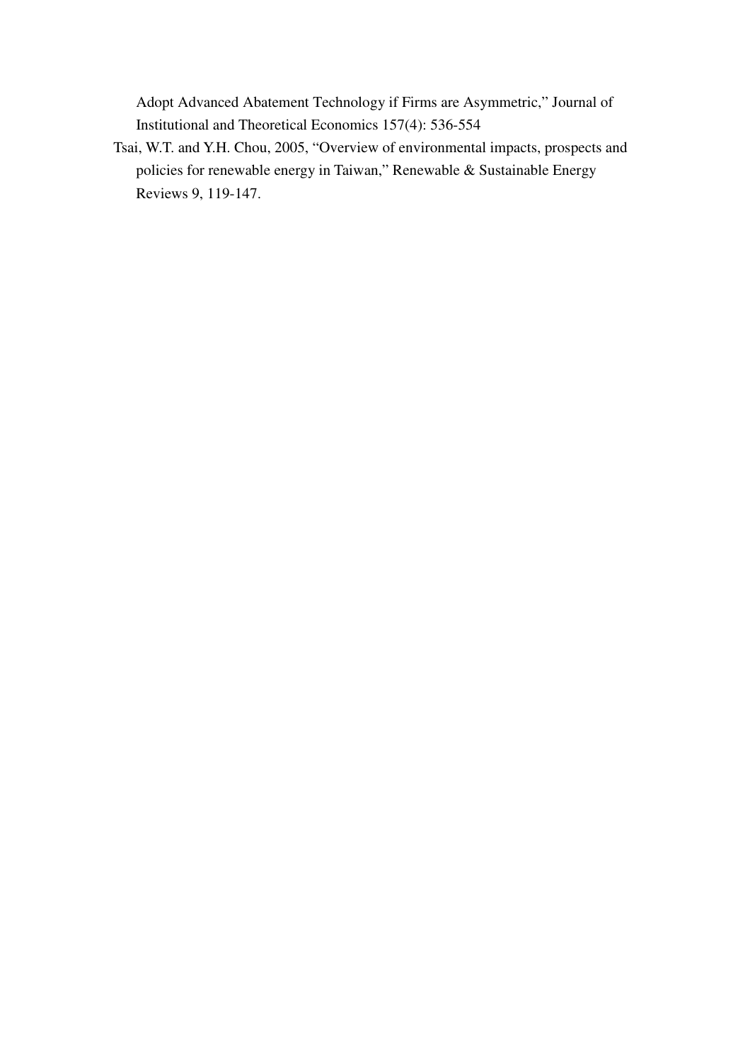Adopt Advanced Abatement Technology if Firms are Asymmetric," Journal of Institutional and Theoretical Economics 157(4): 536-554

Tsai, W.T. and Y.H. Chou, 2005, "Overview of environmental impacts, prospects and policies for renewable energy in Taiwan," Renewable & Sustainable Energy Reviews 9, 119-147.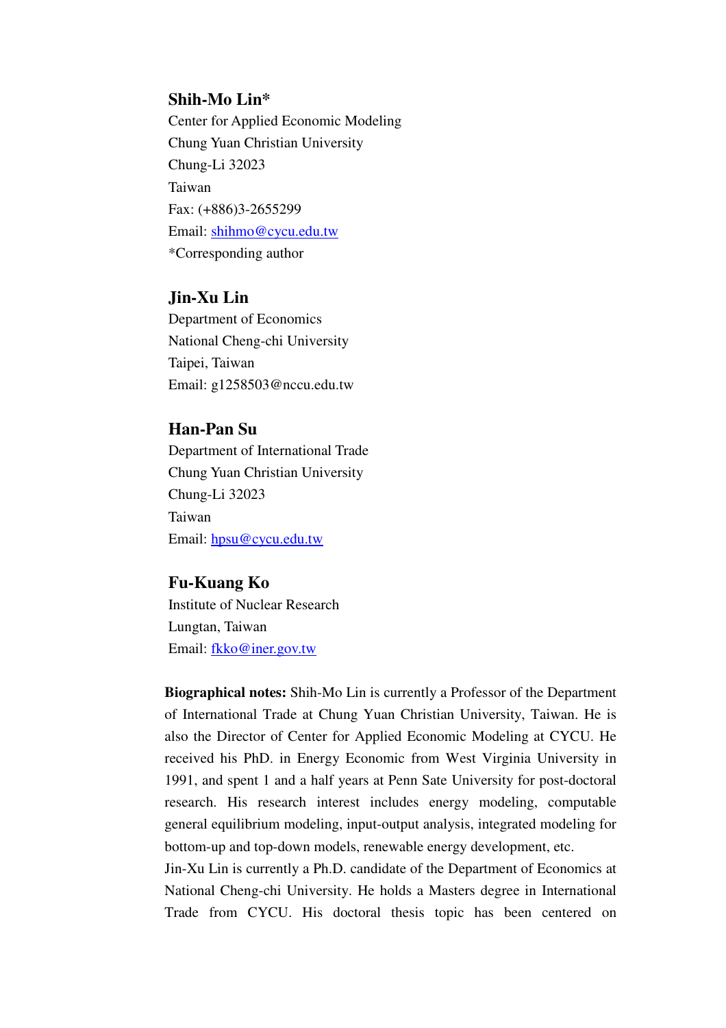**Shih-Mo Lin***
Center for Applied Economic Modeling
Chung Yuan Christian University
Chung-Li 32023
Taiwan
Fax: (+886)3-2655299
Email: shihmo@cycu.edu.tw
*Corresponding author

**Jin-Xu Lin**
Department of Economics
National Cheng-chi University
Taipei, Taiwan
Email: g1258503@nccu.edu.tw

**Han-Pan Su**
Department of International Trade
Chung Yuan Christian University
Chung-Li 32023
Taiwan
Email: hpsu@cycu.edu.tw

**Fu-Kuang Ko**
Institute of Nuclear Research
Lungtan, Taiwan
Email: fkko@iner.gov.tw

**Biographical notes:** Shih-Mo Lin is currently a Professor of the Department of International Trade at Chung Yuan Christian University, Taiwan. He is also the Director of Center for Applied Economic Modeling at CYCU. He received his PhD. in Energy Economic from West Virginia University in 1991, and spent 1 and a half years at Penn Sate University for post-doctoral research. His research interest includes energy modeling, computable general equilibrium modeling, input-output analysis, integrated modeling for bottom-up and top-down models, renewable energy development, etc.

Jin-Xu Lin is currently a Ph.D. candidate of the Department of Economics at National Cheng-chi University. He holds a Masters degree in International Trade from CYCU. His doctoral thesis topic has been centered on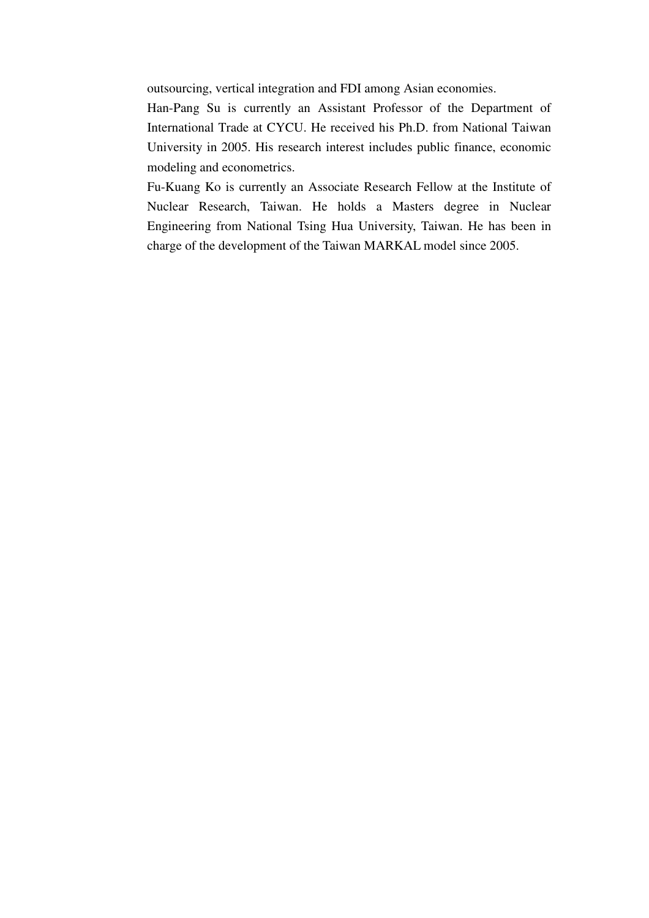outsourcing, vertical integration and FDI among Asian economies.

Han-Pang Su is currently an Assistant Professor of the Department of International Trade at CYCU. He received his Ph.D. from National Taiwan University in 2005. His research interest includes public finance, economic modeling and econometrics.

Fu-Kuang Ko is currently an Associate Research Fellow at the Institute of Nuclear Research, Taiwan. He holds a Masters degree in Nuclear Engineering from National Tsing Hua University, Taiwan. He has been in charge of the development of the Taiwan MARKAL model since 2005.